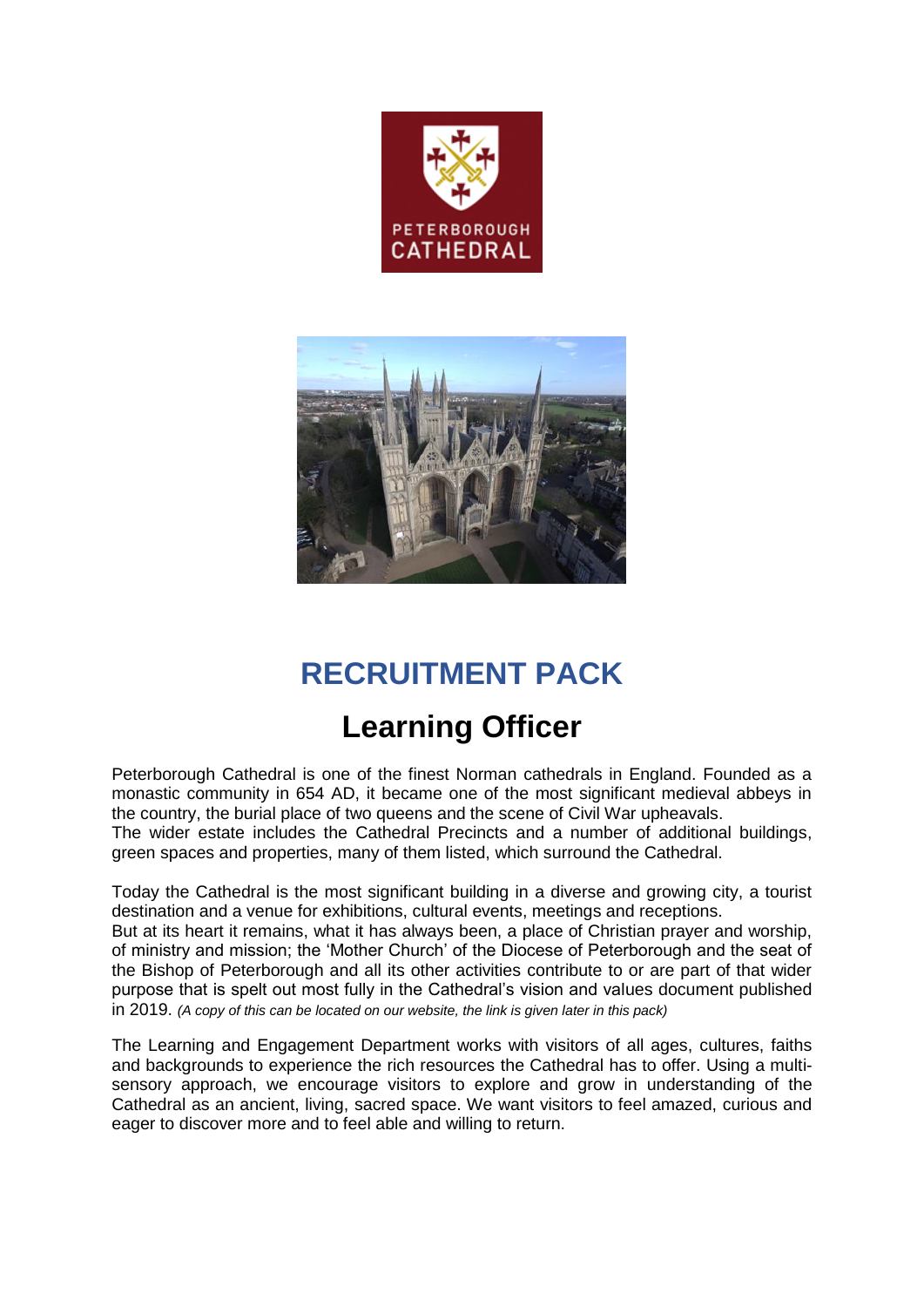# RECRUITMENT PACK

## Learning Officer

Peterborough Cathedral is one of the finest Norman cathedrals in England. Founded as a monastic community in 654 AD, it became one of the most significant medieval abbeys in the country, the burial place of two queens and the scene of Civil War upheavals.
The wider estate includes the Cathedral Precincts and a number of additional buildings, green spaces and properties, many of them listed, which surround the Cathedral.

Today the Cathedral is the most significant building in a diverse and growing city, a tourist destination and a venue for exhibitions, cultural events, meetings and receptions.
But at its heart it remains, what it has always been, a place of Christian prayer and worship, of ministry and mission; the 'Mother Church' of the Diocese of Peterborough and the seat of the Bishop of Peterborough and all its other activities contribute to or are part of that wider purpose that is spelt out most fully in the Cathedral's vision and values document published in 2019. *(A copy of this can be located on our website, the link is given later in this pack)*

The Learning and Engagement Department works with visitors of all ages, cultures, faiths and backgrounds to experience the rich resources the Cathedral has to offer. Using a multi-sensory approach, we encourage visitors to explore and grow in understanding of the Cathedral as an ancient, living, sacred space. We want visitors to feel amazed, curious and eager to discover more and to feel able and willing to return.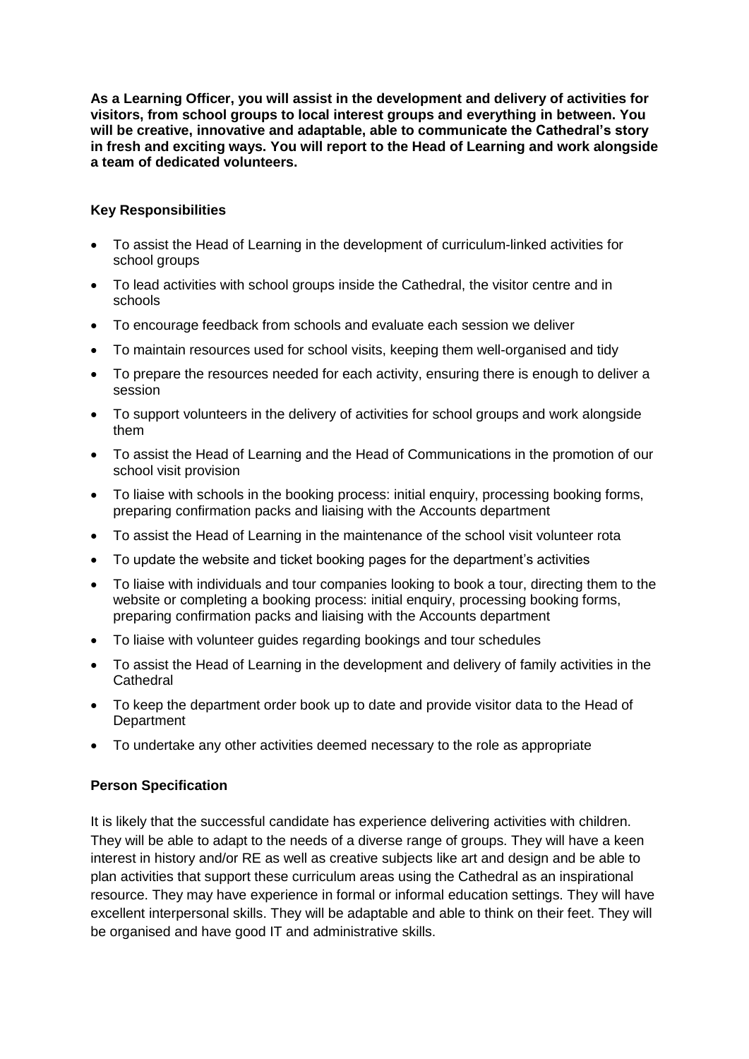**As a Learning Officer, you will assist in the development and delivery of activities for visitors, from school groups to local interest groups and everything in between. You will be creative, innovative and adaptable, able to communicate the Cathedral's story in fresh and exciting ways. You will report to the Head of Learning and work alongside a team of dedicated volunteers.**

## Key Responsibilities

- To assist the Head of Learning in the development of curriculum-linked activities for school groups
- To lead activities with school groups inside the Cathedral, the visitor centre and in schools
- To encourage feedback from schools and evaluate each session we deliver
- To maintain resources used for school visits, keeping them well-organised and tidy
- To prepare the resources needed for each activity, ensuring there is enough to deliver a session
- To support volunteers in the delivery of activities for school groups and work alongside them
- To assist the Head of Learning and the Head of Communications in the promotion of our school visit provision
- To liaise with schools in the booking process: initial enquiry, processing booking forms, preparing confirmation packs and liaising with the Accounts department
- To assist the Head of Learning in the maintenance of the school visit volunteer rota
- To update the website and ticket booking pages for the department's activities
- To liaise with individuals and tour companies looking to book a tour, directing them to the website or completing a booking process: initial enquiry, processing booking forms, preparing confirmation packs and liaising with the Accounts department
- To liaise with volunteer guides regarding bookings and tour schedules
- To assist the Head of Learning in the development and delivery of family activities in the Cathedral
- To keep the department order book up to date and provide visitor data to the Head of Department
- To undertake any other activities deemed necessary to the role as appropriate

## Person Specification

It is likely that the successful candidate has experience delivering activities with children. They will be able to adapt to the needs of a diverse range of groups. They will have a keen interest in history and/or RE as well as creative subjects like art and design and be able to plan activities that support these curriculum areas using the Cathedral as an inspirational resource. They may have experience in formal or informal education settings. They will have excellent interpersonal skills. They will be adaptable and able to think on their feet. They will be organised and have good IT and administrative skills.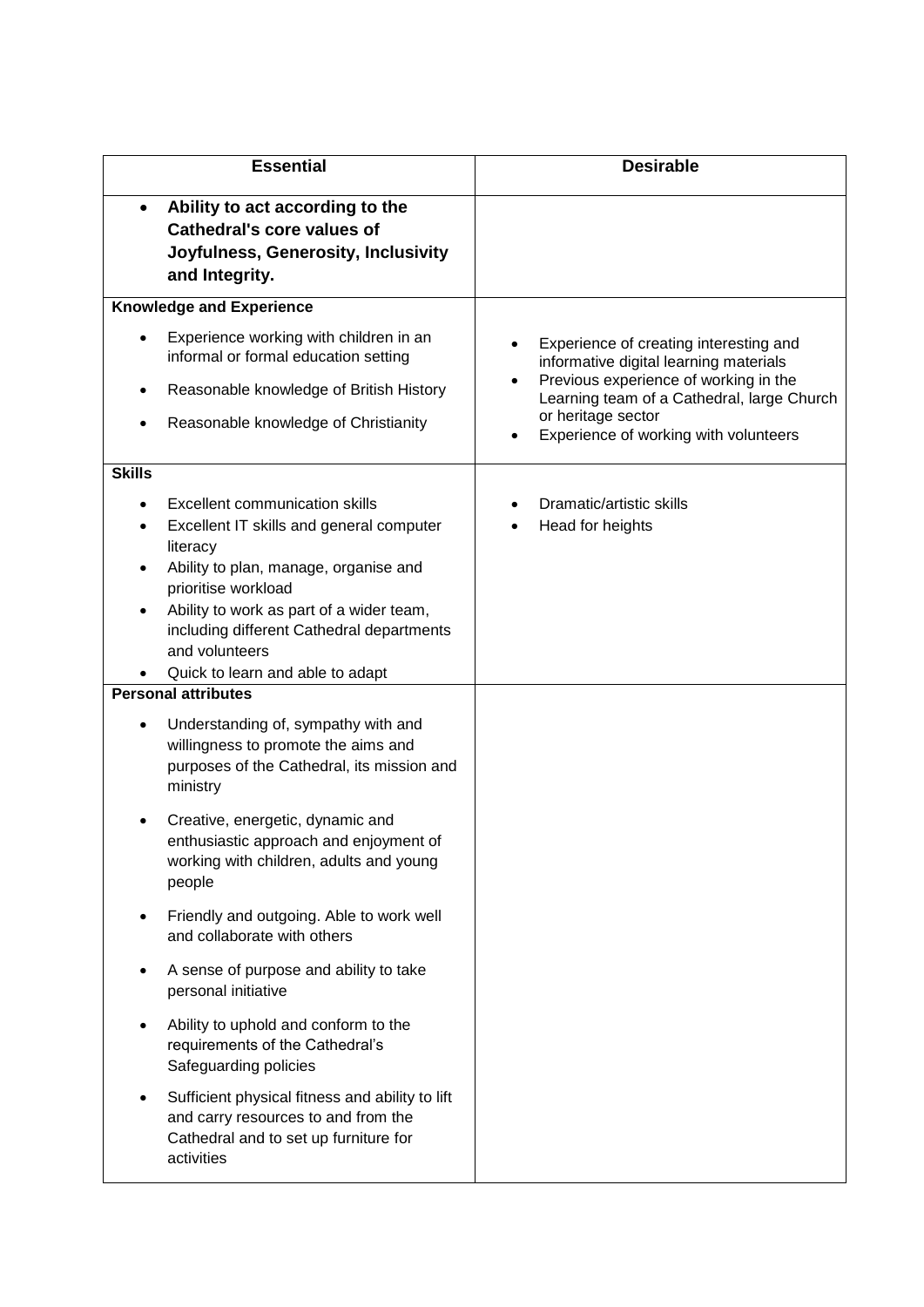| Essential | Desirable |
|---|---|
| • **Ability to act according to the Cathedral's core values of Joyfulness, Generosity, Inclusivity and Integrity.** | |
| **Knowledge and Experience**<br>• Experience working with children in an informal or formal education setting<br>• Reasonable knowledge of British History<br>• Reasonable knowledge of Christianity | • Experience of creating interesting and informative digital learning materials<br>• Previous experience of working in the Learning team of a Cathedral, large Church or heritage sector<br>• Experience of working with volunteers |
| **Skills**<br>• Excellent communication skills<br>• Excellent IT skills and general computer literacy<br>• Ability to plan, manage, organise and prioritise workload<br>• Ability to work as part of a wider team, including different Cathedral departments and volunteers<br>• Quick to learn and able to adapt | • Dramatic/artistic skills<br>• Head for heights |
| **Personal attributes**<br>• Understanding of, sympathy with and willingness to promote the aims and purposes of the Cathedral, its mission and ministry<br>• Creative, energetic, dynamic and enthusiastic approach and enjoyment of working with children, adults and young people<br>• Friendly and outgoing. Able to work well and collaborate with others<br>• A sense of purpose and ability to take personal initiative<br>• Ability to uphold and conform to the requirements of the Cathedral's Safeguarding policies<br>• Sufficient physical fitness and ability to lift and carry resources to and from the Cathedral and to set up furniture for activities | |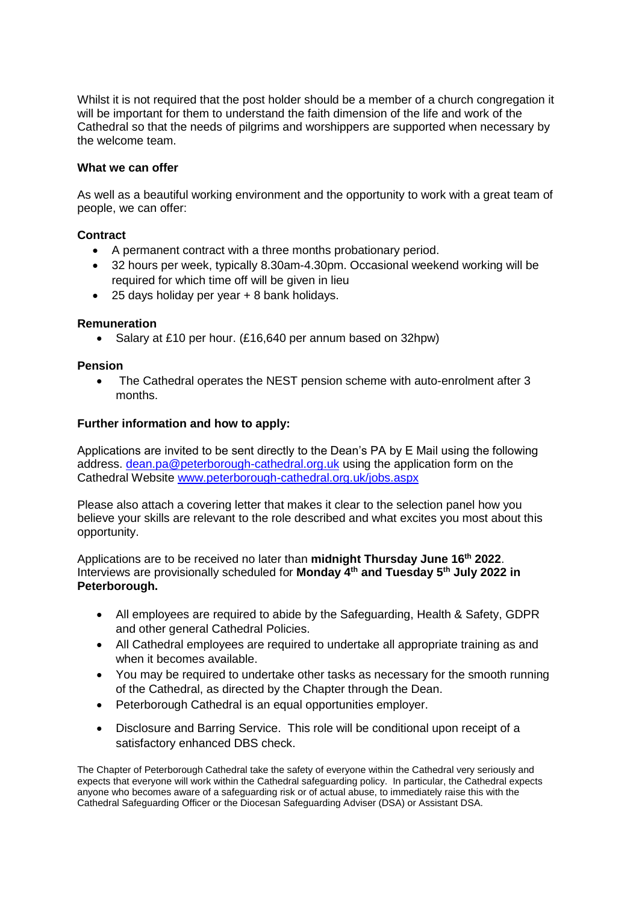Whilst it is not required that the post holder should be a member of a church congregation it will be important for them to understand the faith dimension of the life and work of the Cathedral so that the needs of pilgrims and worshippers are supported when necessary by the welcome team.

**What we can offer**

As well as a beautiful working environment and the opportunity to work with a great team of people, we can offer:

**Contract**

- A permanent contract with a three months probationary period.
- 32 hours per week, typically 8.30am-4.30pm. Occasional weekend working will be required for which time off will be given in lieu
- 25 days holiday per year + 8 bank holidays.

**Remuneration**

- Salary at £10 per hour. (£16,640 per annum based on 32hpw)

**Pension**

- The Cathedral operates the NEST pension scheme with auto-enrolment after 3 months.

**Further information and how to apply:**

Applications are invited to be sent directly to the Dean's PA by E Mail using the following address. [dean.pa@peterborough-cathedral.org.uk](mailto:dean.pa@peterborough-cathedral.org.uk) using the application form on the Cathedral Website [www.peterborough-cathedral.org.uk/jobs.aspx](http://www.peterborough-cathedral.org.uk/jobs.aspx)

Please also attach a covering letter that makes it clear to the selection panel how you believe your skills are relevant to the role described and what excites you most about this opportunity.

Applications are to be received no later than **midnight Thursday June 16th 2022**. Interviews are provisionally scheduled for **Monday 4th and Tuesday 5th July 2022 in Peterborough.**

- All employees are required to abide by the Safeguarding, Health & Safety, GDPR and other general Cathedral Policies.
- All Cathedral employees are required to undertake all appropriate training as and when it becomes available.
- You may be required to undertake other tasks as necessary for the smooth running of the Cathedral, as directed by the Chapter through the Dean.
- Peterborough Cathedral is an equal opportunities employer.
- Disclosure and Barring Service. This role will be conditional upon receipt of a satisfactory enhanced DBS check.

The Chapter of Peterborough Cathedral take the safety of everyone within the Cathedral very seriously and expects that everyone will work within the Cathedral safeguarding policy. In particular, the Cathedral expects anyone who becomes aware of a safeguarding risk or of actual abuse, to immediately raise this with the Cathedral Safeguarding Officer or the Diocesan Safeguarding Adviser (DSA) or Assistant DSA.